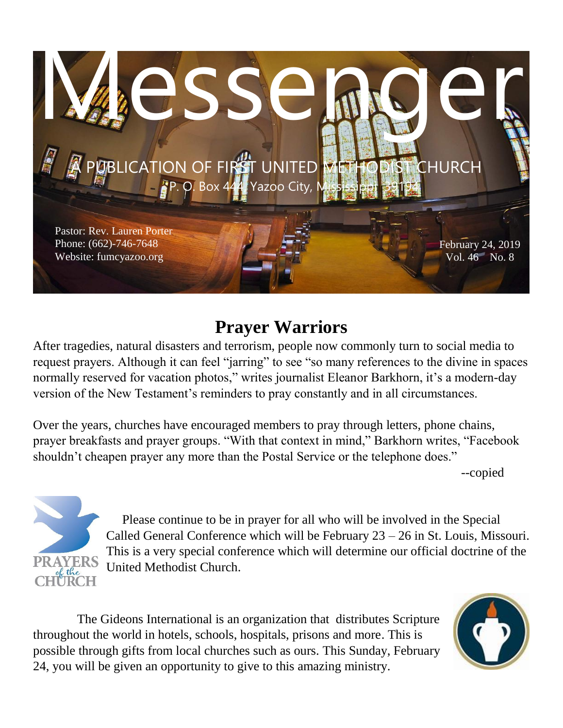# Messenger

A PUBLICATION OF FIRST UNITED METHODIST CHURCH

P. O. Box 444, Yazoo City, Mississippi 39194

Pastor: Rev. Lauren Porter
Phone: (662)-746-7648
Website: fumcyazoo.org

February 24, 2019
Vol. 46 No. 8

## Prayer Warriors

After tragedies, natural disasters and terrorism, people now commonly turn to social media to request prayers. Although it can feel "jarring" to see "so many references to the divine in spaces normally reserved for vacation photos," writes journalist Eleanor Barkhorn, it's a modern-day version of the New Testament's reminders to pray constantly and in all circumstances.

Over the years, churches have encouraged members to pray through letters, phone chains, prayer breakfasts and prayer groups. "With that context in mind," Barkhorn writes, "Facebook shouldn't cheapen prayer any more than the Postal Service or the telephone does."

--copied

PRAYERS of the CHURCH

Please continue to be in prayer for all who will be involved in the Special Called General Conference which will be February 23 – 26 in St. Louis, Missouri. This is a very special conference which will determine our official doctrine of the United Methodist Church.

The Gideons International is an organization that distributes Scripture throughout the world in hotels, schools, hospitals, prisons and more. This is possible through gifts from local churches such as ours. This Sunday, February 24, you will be given an opportunity to give to this amazing ministry.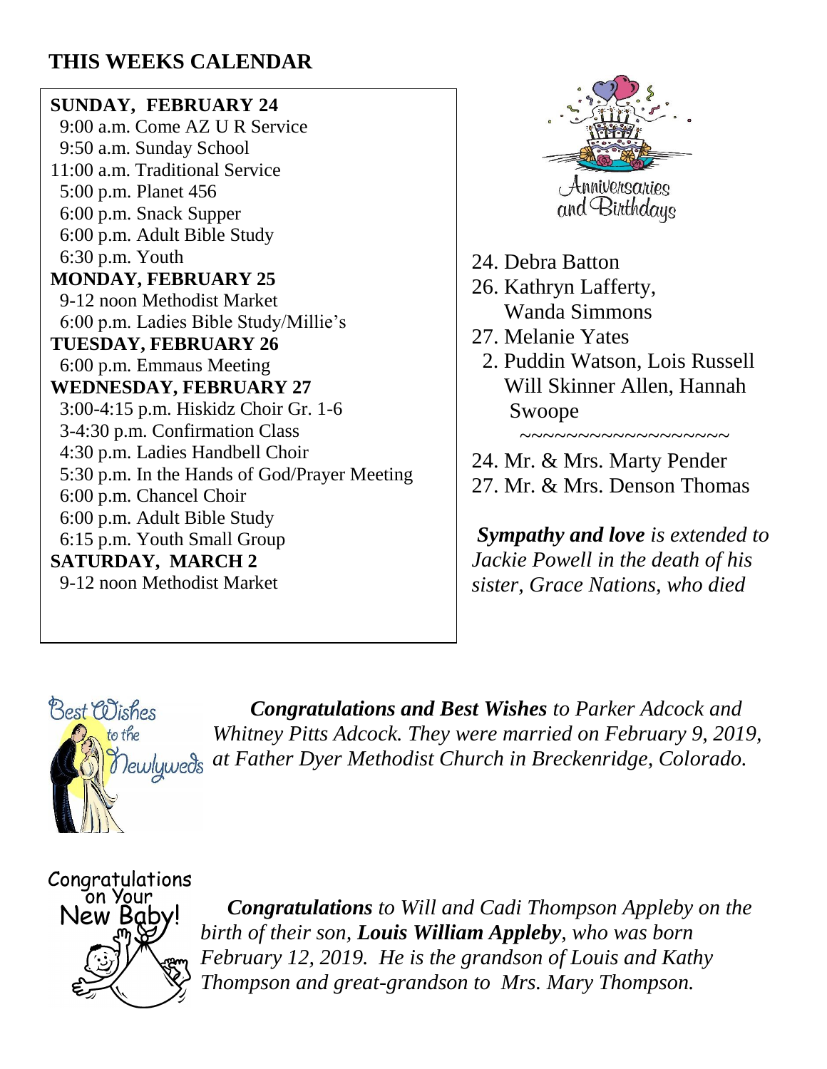## THIS WEEKS CALENDAR

**SUNDAY, FEBRUARY 24**
9:00 a.m. Come AZ U R Service
9:50 a.m. Sunday School
11:00 a.m. Traditional Service
5:00 p.m. Planet 456
6:00 p.m. Snack Supper
6:00 p.m. Adult Bible Study
6:30 p.m. Youth

**MONDAY, FEBRUARY 25**
9-12 noon Methodist Market
6:00 p.m. Ladies Bible Study/Millie's

**TUESDAY, FEBRUARY 26**
6:00 p.m. Emmaus Meeting

**WEDNESDAY, FEBRUARY 27**
3:00-4:15 p.m. Hiskidz Choir Gr. 1-6
3-4:30 p.m. Confirmation Class
4:30 p.m. Ladies Handbell Choir
5:30 p.m. In the Hands of God/Prayer Meeting
6:00 p.m. Chancel Choir
6:00 p.m. Adult Bible Study
6:15 p.m. Youth Small Group

**SATURDAY, MARCH 2**
9-12 noon Methodist Market

Anniversaries and Birthdays

24. Debra Batton
26. Kathryn Lafferty, Wanda Simmons
27. Melanie Yates
2. Puddin Watson, Lois Russell Will Skinner Allen, Hannah Swoope

~~~~~~~~~~~~~~~~~~

24. Mr. & Mrs. Marty Pender
27. Mr. & Mrs. Denson Thomas

***Sympathy and love** is extended to Jackie Powell in the death of his sister, Grace Nations, who died*

Best Wishes to the Newlyweds

***Congratulations and Best Wishes** to Parker Adcock and Whitney Pitts Adcock. They were married on February 9, 2019, at Father Dyer Methodist Church in Breckenridge, Colorado.*

Congratulations on Your New Baby!

***Congratulations** to Will and Cadi Thompson Appleby on the birth of their son, **Louis William Appleby**, who was born February 12, 2019. He is the grandson of Louis and Kathy Thompson and great-grandson to Mrs. Mary Thompson.*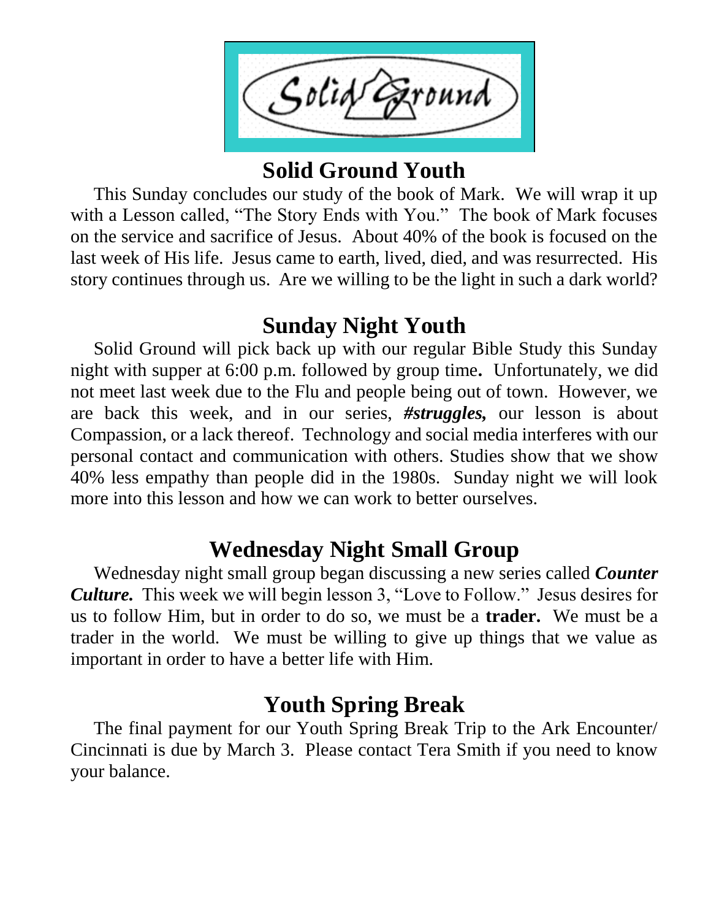## Solid Ground Youth

This Sunday concludes our study of the book of Mark. We will wrap it up with a Lesson called, "The Story Ends with You." The book of Mark focuses on the service and sacrifice of Jesus. About 40% of the book is focused on the last week of His life. Jesus came to earth, lived, died, and was resurrected. His story continues through us. Are we willing to be the light in such a dark world?

## Sunday Night Youth

Solid Ground will pick back up with our regular Bible Study this Sunday night with supper at 6:00 p.m. followed by group time**.** Unfortunately, we did not meet last week due to the Flu and people being out of town. However, we are back this week, and in our series, ***#struggles,*** our lesson is about Compassion, or a lack thereof. Technology and social media interferes with our personal contact and communication with others. Studies show that we show 40% less empathy than people did in the 1980s. Sunday night we will look more into this lesson and how we can work to better ourselves.

## Wednesday Night Small Group

Wednesday night small group began discussing a new series called ***Counter Culture.*** This week we will begin lesson 3, "Love to Follow." Jesus desires for us to follow Him, but in order to do so, we must be a **trader.** We must be a trader in the world. We must be willing to give up things that we value as important in order to have a better life with Him.

## Youth Spring Break

The final payment for our Youth Spring Break Trip to the Ark Encounter/ Cincinnati is due by March 3. Please contact Tera Smith if you need to know your balance.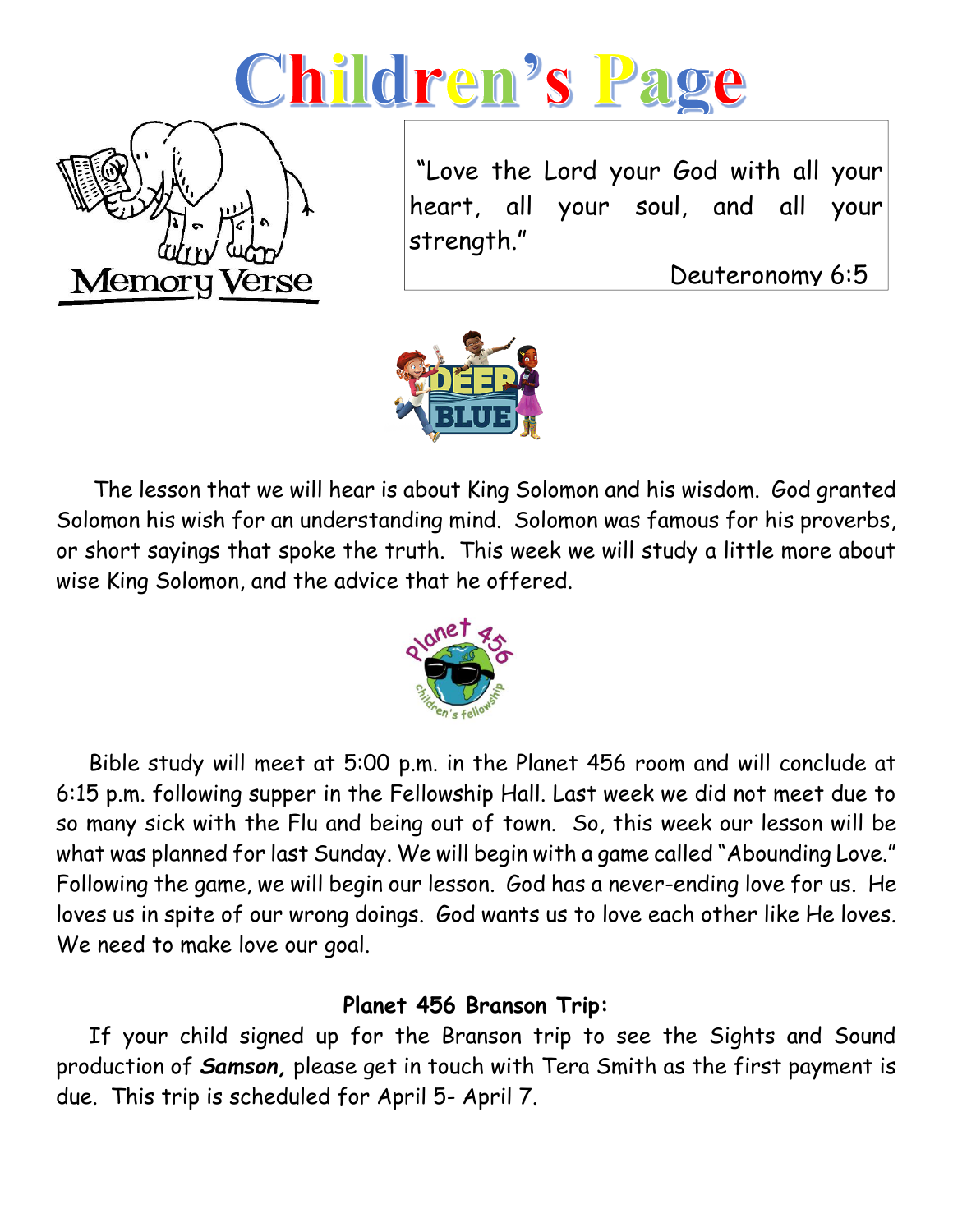# Children's Page

Memory Verse

"Love the Lord your God with all your heart, all your soul, and all your strength."

Deuteronomy 6:5

The lesson that we will hear is about King Solomon and his wisdom. God granted Solomon his wish for an understanding mind. Solomon was famous for his proverbs, or short sayings that spoke the truth. This week we will study a little more about wise King Solomon, and the advice that he offered.

Bible study will meet at 5:00 p.m. in the Planet 456 room and will conclude at 6:15 p.m. following supper in the Fellowship Hall. Last week we did not meet due to so many sick with the Flu and being out of town. So, this week our lesson will be what was planned for last Sunday. We will begin with a game called "Abounding Love." Following the game, we will begin our lesson. God has a never-ending love for us. He loves us in spite of our wrong doings. God wants us to love each other like He loves. We need to make love our goal.

**Planet 456 Branson Trip:**

If your child signed up for the Branson trip to see the Sights and Sound production of ***Samson,*** please get in touch with Tera Smith as the first payment is due. This trip is scheduled for April 5- April 7.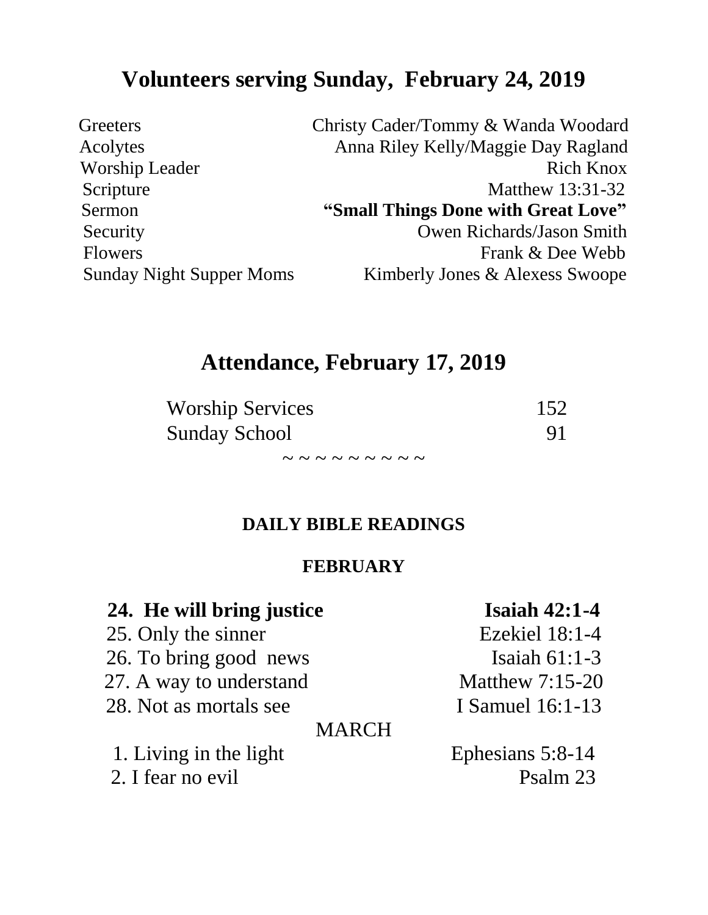# Volunteers serving Sunday, February 24, 2019

| | |
|---|---|
| Greeters | Christy Cader/Tommy & Wanda Woodard |
| Acolytes | Anna Riley Kelly/Maggie Day Ragland |
| Worship Leader | Rich Knox |
| Scripture | Matthew 13:31-32 |
| Sermon | **"Small Things Done with Great Love"** |
| Security | Owen Richards/Jason Smith |
| Flowers | Frank & Dee Webb |
| Sunday Night Supper Moms | Kimberly Jones & Alexess Swoope |

# Attendance, February 17, 2019

| | |
|---|---|
| Worship Services | 152 |
| Sunday School | 91 |

~ ~ ~ ~ ~ ~ ~ ~ ~ ~

### DAILY BIBLE READINGS

#### FEBRUARY

| | |
|---|---|
| **24. He will bring justice** | **Isaiah 42:1-4** |
| 25. Only the sinner | Ezekiel 18:1-4 |
| 26. To bring good news | Isaiah 61:1-3 |
| 27. A way to understand | Matthew 7:15-20 |
| 28. Not as mortals see | I Samuel 16:1-13 |

MARCH

| | |
|---|---|
| 1. Living in the light | Ephesians 5:8-14 |
| 2. I fear no evil | Psalm 23 |